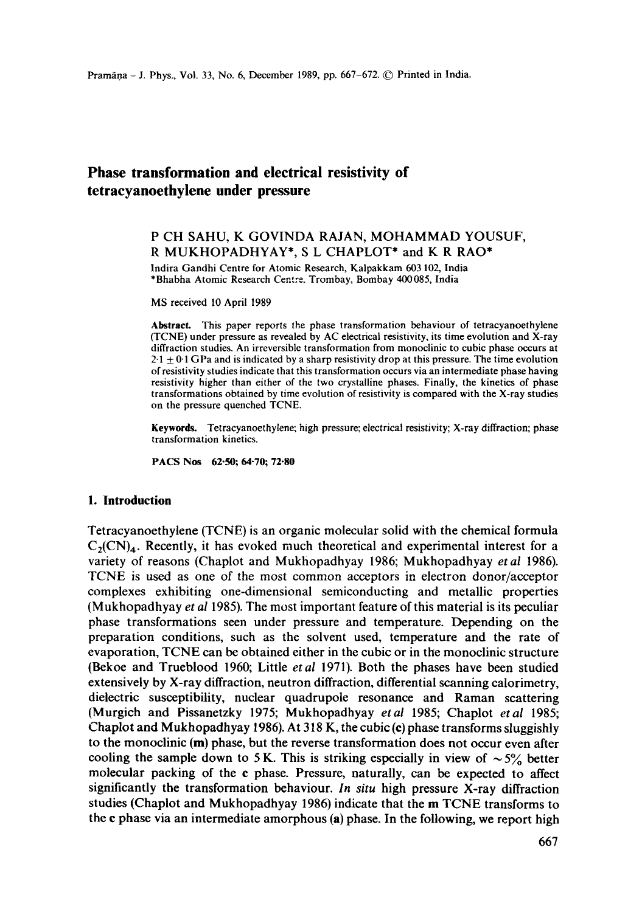# Phase transformation and electrical resistivity of tetracyanoethylene under pressure

P CH SAHU, K GOVINDA RAJAN, MOHAMMAD YOUSUF, R MUKHOPADHYAY*, S L CHAPLOT* and K R RAO*

Indira Gandhi Centre for Atomic Research, Kalpakkam 603 102, India
*Bhabha Atomic Research Centre, Trombay, Bombay 400 085, India

MS received 10 April 1989

**Abstract.** This paper reports the phase transformation behaviour of tetracyanoethylene (TCNE) under pressure as revealed by AC electrical resistivity, its time evolution and X-ray diffraction studies. An irreversible transformation from monoclinic to cubic phase occurs at $2.1 \pm 0.1$ GPa and is indicated by a sharp resistivity drop at this pressure. The time evolution of resistivity studies indicate that this transformation occurs via an intermediate phase having resistivity higher than either of the two crystalline phases. Finally, the kinetics of phase transformations obtained by time evolution of resistivity is compared with the X-ray studies on the pressure quenched TCNE.

**Keywords.** Tetracyanoethylene; high pressure; electrical resistivity; X-ray diffraction; phase transformation kinetics.

**PACS Nos** 62.50; 64.70; 72.80

## 1. Introduction

Tetracyanoethylene (TCNE) is an organic molecular solid with the chemical formula $C_2(CN)_4$. Recently, it has evoked much theoretical and experimental interest for a variety of reasons (Chaplot and Mukhopadhyay 1986; Mukhopadhyay *et al* 1986). TCNE is used as one of the most common acceptors in electron donor/acceptor complexes exhibiting one-dimensional semiconducting and metallic properties (Mukhopadhyay *et al* 1985). The most important feature of this material is its peculiar phase transformations seen under pressure and temperature. Depending on the preparation conditions, such as the solvent used, temperature and the rate of evaporation, TCNE can be obtained either in the cubic or in the monoclinic structure (Bekoe and Trueblood 1960; Little *et al* 1971). Both the phases have been studied extensively by X-ray diffraction, neutron diffraction, differential scanning calorimetry, dielectric susceptibility, nuclear quadrupole resonance and Raman scattering (Murgich and Pissanetzky 1975; Mukhopadhyay *et al* 1985; Chaplot *et al* 1985; Chaplot and Mukhopadhyay 1986). At 318 K, the cubic (**c**) phase transforms sluggishly to the monoclinic (**m**) phase, but the reverse transformation does not occur even after cooling the sample down to 5 K. This is striking especially in view of $\sim 5\%$ better molecular packing of the **c** phase. Pressure, naturally, can be expected to affect significantly the transformation behaviour. *In situ* high pressure X-ray diffraction studies (Chaplot and Mukhopadhyay 1986) indicate that the **m** TCNE transforms to the **c** phase via an intermediate amorphous (**a**) phase. In the following, we report high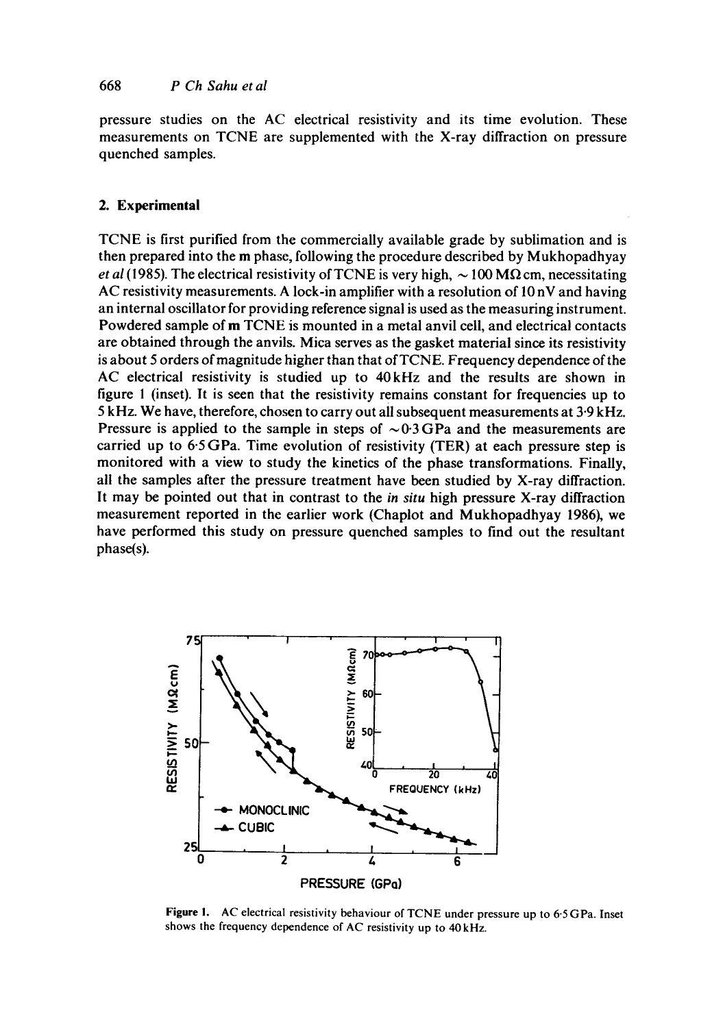pressure studies on the AC electrical resistivity and its time evolution. These measurements on TCNE are supplemented with the X-ray diffraction on pressure quenched samples.

## 2. Experimental

TCNE is first purified from the commercially available grade by sublimation and is then prepared into the **m** phase, following the procedure described by Mukhopadhyay *et al* (1985). The electrical resistivity of TCNE is very high, $\sim 100\ \mathrm{M\Omega\,cm}$, necessitating AC resistivity measurements. A lock-in amplifier with a resolution of 10 nV and having an internal oscillator for providing reference signal is used as the measuring instrument. Powdered sample of **m** TCNE is mounted in a metal anvil cell, and electrical contacts are obtained through the anvils. Mica serves as the gasket material since its resistivity is about 5 orders of magnitude higher than that of TCNE. Frequency dependence of the AC electrical resistivity is studied up to 40 kHz and the results are shown in figure 1 (inset). It is seen that the resistivity remains constant for frequencies up to 5 kHz. We have, therefore, chosen to carry out all subsequent measurements at 3·9 kHz. Pressure is applied to the sample in steps of $\sim 0{\cdot}3$ GPa and the measurements are carried up to 6·5 GPa. Time evolution of resistivity (TER) at each pressure step is monitored with a view to study the kinetics of the phase transformations. Finally, all the samples after the pressure treatment have been studied by X-ray diffraction. It may be pointed out that in contrast to the *in situ* high pressure X-ray diffraction measurement reported in the earlier work (Chaplot and Mukhopadhyay 1986), we have performed this study on pressure quenched samples to find out the resultant phase(s).

**Figure 1.** AC electrical resistivity behaviour of TCNE under pressure up to 6·5 GPa. Inset shows the frequency dependence of AC resistivity up to 40 kHz.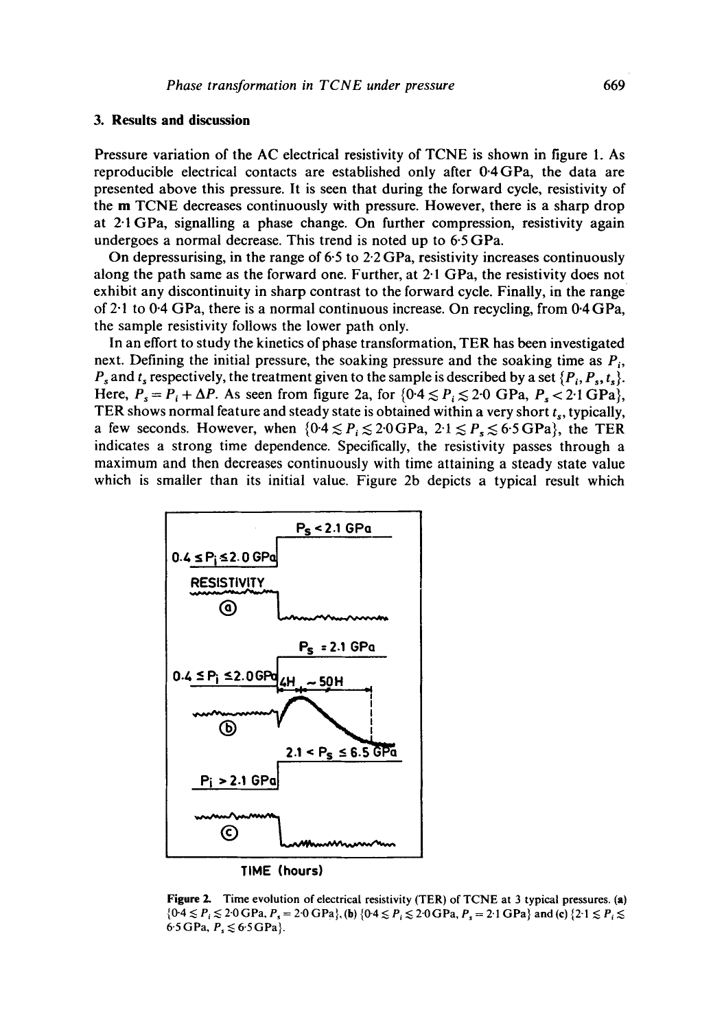## 3. Results and discussion

Pressure variation of the AC electrical resistivity of TCNE is shown in figure 1. As reproducible electrical contacts are established only after 0·4 GPa, the data are presented above this pressure. It is seen that during the forward cycle, resistivity of the **m** TCNE decreases continuously with pressure. However, there is a sharp drop at 2·1 GPa, signalling a phase change. On further compression, resistivity again undergoes a normal decrease. This trend is noted up to 6·5 GPa.

On depressurising, in the range of 6·5 to 2·2 GPa, resistivity increases continuously along the path same as the forward one. Further, at 2·1 GPa, the resistivity does not exhibit any discontinuity in sharp contrast to the forward cycle. Finally, in the range of 2·1 to 0·4 GPa, there is a normal continuous increase. On recycling, from 0·4 GPa, the sample resistivity follows the lower path only.

In an effort to study the kinetics of phase transformation, TER has been investigated next. Defining the initial pressure, the soaking pressure and the soaking time as $P_i$, $P_s$ and $t_s$ respectively, the treatment given to the sample is described by a set $\{P_i, P_s, t_s\}$. Here, $P_s = P_i + \Delta P$. As seen from figure 2a, for $\{0{\cdot}4 \lesssim P_i \lesssim 2{\cdot}0$ GPa, $P_s < 2{\cdot}1$ GPa$\}$, TER shows normal feature and steady state is obtained within a very short $t_s$, typically, a few seconds. However, when $\{0{\cdot}4 \lesssim P_i \lesssim 2{\cdot}0$ GPa, $2{\cdot}1 \lesssim P_s \lesssim 6{\cdot}5$ GPa$\}$, the TER indicates a strong time dependence. Specifically, the resistivity passes through a maximum and then decreases continuously with time attaining a steady state value which is smaller than its initial value. Figure 2b depicts a typical result which

**Figure 2.** Time evolution of electrical resistivity (TER) of TCNE at 3 typical pressures. (**a**) $\{0{\cdot}4 \lesssim P_i \lesssim 2{\cdot}0$ GPa, $P_s = 2{\cdot}0$ GPa$\}$, (**b**) $\{0{\cdot}4 \lesssim P_i \lesssim 2{\cdot}0$ GPa, $P_s = 2{\cdot}1$ GPa$\}$ and (**c**) $\{2{\cdot}1 \lesssim P_i \lesssim 6{\cdot}5$ GPa, $P_s \lesssim 6{\cdot}5$ GPa$\}$.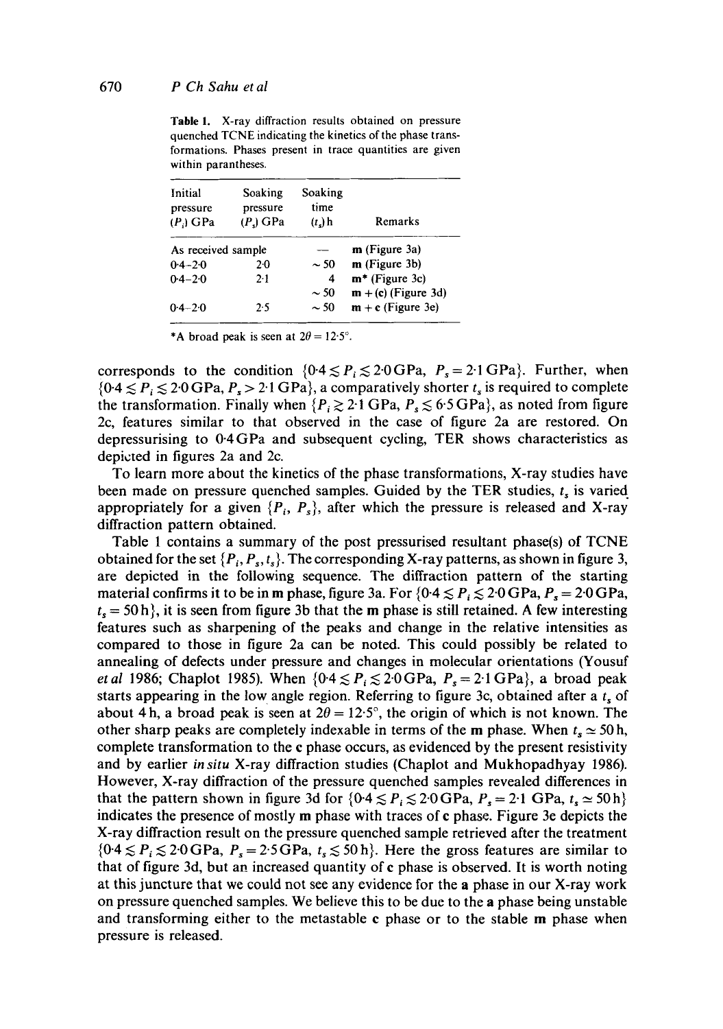**Table 1.** X-ray diffraction results obtained on pressure quenched TCNE indicating the kinetics of the phase transformations. Phases present in trace quantities are given within parantheses.

| Initial pressure ($P_i$) GPa | Soaking pressure ($P_s$) GPa | Soaking time ($t_s$) h | Remarks |
|---|---|---|---|
| As received sample | | — | **m** (Figure 3a) |
| 0·4–2·0 | 2·0 | ~ 50 | **m** (Figure 3b) |
| 0·4–2·0 | 2·1 | 4 | **m*** (Figure 3c) |
| | | ~ 50 | **m** + (**c**) (Figure 3d) |
| 0·4–2·0 | 2·5 | ~ 50 | **m** + **c** (Figure 3e) |

*A broad peak is seen at $2\theta = 12{\cdot}5°$.

corresponds to the condition $\{0{\cdot}4 \lesssim P_i \lesssim 2{\cdot}0\,\text{GPa},\ P_s = 2{\cdot}1\,\text{GPa}\}$. Further, when $\{0{\cdot}4 \lesssim P_i \lesssim 2{\cdot}0\,\text{GPa},\ P_s > 2{\cdot}1\,\text{GPa}\}$, a comparatively shorter $t_s$ is required to complete the transformation. Finally when $\{P_i \gtrsim 2{\cdot}1\,\text{GPa},\ P_s \lesssim 6{\cdot}5\,\text{GPa}\}$, as noted from figure 2c, features similar to that observed in the case of figure 2a are restored. On depressurising to 0·4 GPa and subsequent cycling, TER shows characteristics as depicted in figures 2a and 2c.

To learn more about the kinetics of the phase transformations, X-ray studies have been made on pressure quenched samples. Guided by the TER studies, $t_s$ is varied appropriately for a given $\{P_i,\ P_s\}$, after which the pressure is released and X-ray diffraction pattern obtained.

Table 1 contains a summary of the post pressurised resultant phase(s) of TCNE obtained for the set $\{P_i, P_s, t_s\}$. The corresponding X-ray patterns, as shown in figure 3, are depicted in the following sequence. The diffraction pattern of the starting material confirms it to be in **m** phase, figure 3a. For $\{0{\cdot}4 \lesssim P_i \lesssim 2{\cdot}0\,\text{GPa},\ P_s = 2{\cdot}0\,\text{GPa},\ t_s = 50\,\text{h}\}$, it is seen from figure 3b that the **m** phase is still retained. A few interesting features such as sharpening of the peaks and change in the relative intensities as compared to those in figure 2a can be noted. This could possibly be related to annealing of defects under pressure and changes in molecular orientations (Yousuf *et al* 1986; Chaplot 1985). When $\{0{\cdot}4 \lesssim P_i \lesssim 2{\cdot}0\,\text{GPa},\ P_s = 2{\cdot}1\,\text{GPa}\}$, a broad peak starts appearing in the low angle region. Referring to figure 3c, obtained after a $t_s$ of about 4 h, a broad peak is seen at $2\theta = 12{\cdot}5°$, the origin of which is not known. The other sharp peaks are completely indexable in terms of the **m** phase. When $t_s \simeq 50\,\text{h}$, complete transformation to the **c** phase occurs, as evidenced by the present resistivity and by earlier *in situ* X-ray diffraction studies (Chaplot and Mukhopadhyay 1986). However, X-ray diffraction of the pressure quenched samples revealed differences in that the pattern shown in figure 3d for $\{0{\cdot}4 \lesssim P_i \lesssim 2{\cdot}0\,\text{GPa},\ P_s = 2{\cdot}1\ \text{GPa},\ t_s \simeq 50\,\text{h}\}$ indicates the presence of mostly **m** phase with traces of **c** phase. Figure 3e depicts the X-ray diffraction result on the pressure quenched sample retrieved after the treatment $\{0{\cdot}4 \lesssim P_i \lesssim 2{\cdot}0\,\text{GPa},\ P_s = 2{\cdot}5\,\text{GPa},\ t_s \lesssim 50\,\text{h}\}$. Here the gross features are similar to that of figure 3d, but an increased quantity of **c** phase is observed. It is worth noting at this juncture that we could not see any evidence for the **a** phase in our X-ray work on pressure quenched samples. We believe this to be due to the **a** phase being unstable and transforming either to the metastable **c** phase or to the stable **m** phase when pressure is released.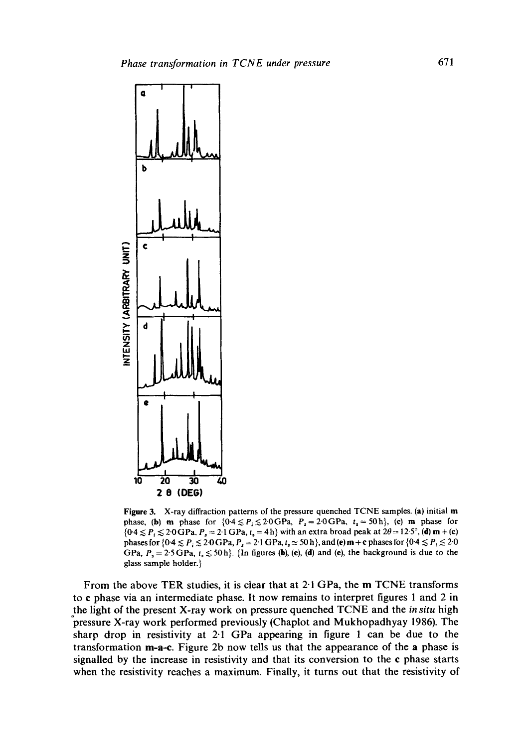Figure 3. X-ray diffraction patterns of the pressure quenched TCNE samples. (a) initial **m** phase, (b) **m** phase for $\{0{\cdot}4 \lesssim P_i \lesssim 2{\cdot}0\,\text{GPa},\ P_s = 2{\cdot}0\,\text{GPa},\ t_s = 50\,\text{h}\}$, (c) **m** phase for $\{0{\cdot}4 \lesssim P_i \lesssim 2{\cdot}0\,\text{GPa},\ P_s = 2{\cdot}1\,\text{GPa},\ t_s = 4\,\text{h}\}$ with an extra broad peak at $2\theta = 12{\cdot}5°$, (d) **m** + (**c**) phases for $\{0{\cdot}4 \lesssim P_i \lesssim 2{\cdot}0\,\text{GPa},\ P_s = 2{\cdot}1\,\text{GPa},\ t_s \simeq 50\,\text{h}\}$, and (e) **m** + **c** phases for $\{0{\cdot}4 \lesssim P_i \lesssim 2{\cdot}0\,\text{GPa},\ P_s = 2{\cdot}5\,\text{GPa},\ t_s \lesssim 50\,\text{h}\}$. {In figures (b), (c), (d) and (e), the background is due to the glass sample holder.}

From the above TER studies, it is clear that at 2·1 GPa, the **m** TCNE transforms to **c** phase via an intermediate phase. It now remains to interpret figures 1 and 2 in the light of the present X-ray work on pressure quenched TCNE and the *in situ* high pressure X-ray work performed previously (Chaplot and Mukhopadhyay 1986). The sharp drop in resistivity at 2·1 GPa appearing in figure 1 can be due to the transformation **m-a-c**. Figure 2b now tells us that the appearance of the **a** phase is signalled by the increase in resistivity and that its conversion to the **c** phase starts when the resistivity reaches a maximum. Finally, it turns out that the resistivity of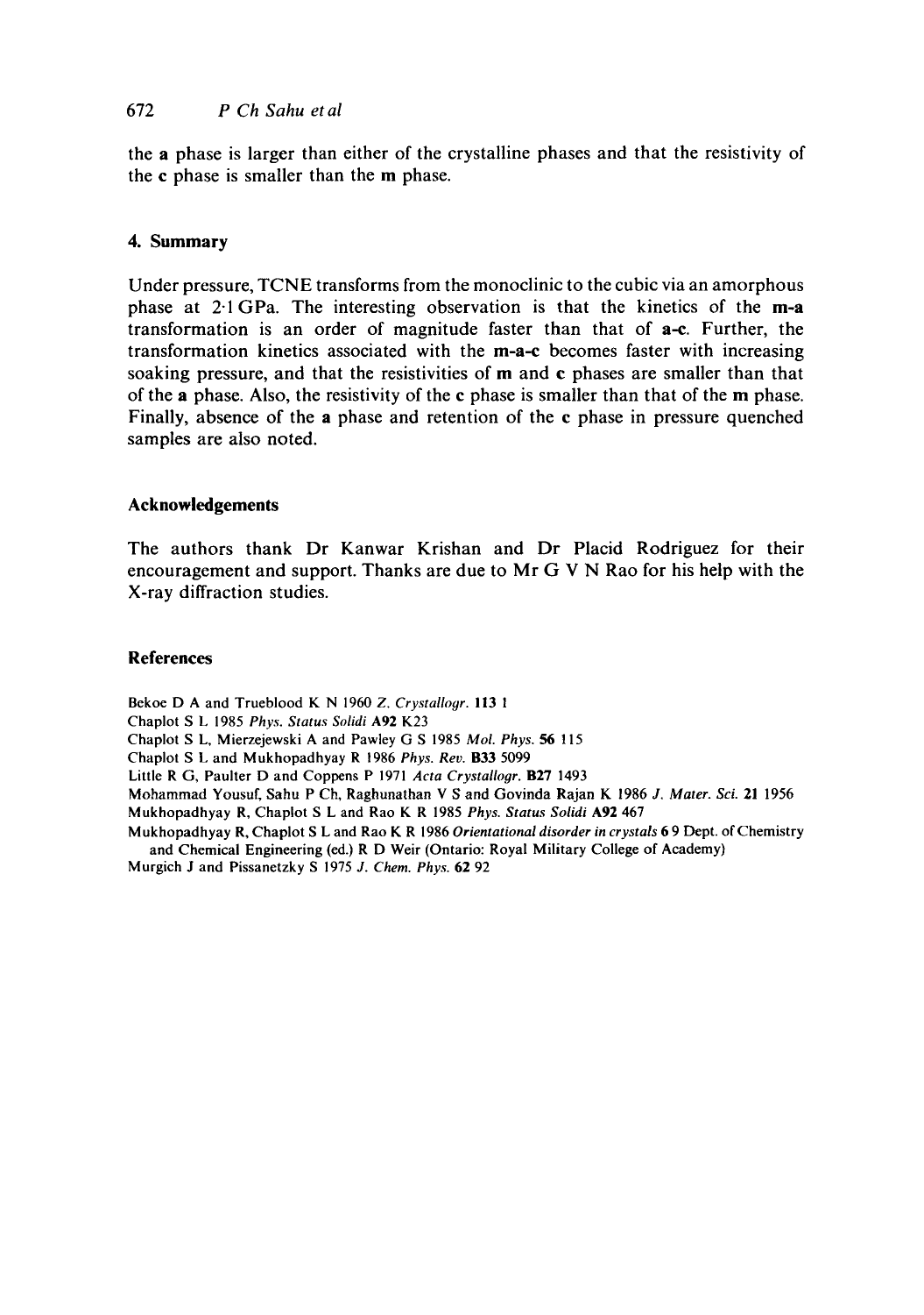the **a** phase is larger than either of the crystalline phases and that the resistivity of the **c** phase is smaller than the **m** phase.

## 4. Summary

Under pressure, TCNE transforms from the monoclinic to the cubic via an amorphous phase at 2·1 GPa. The interesting observation is that the kinetics of the **m-a** transformation is an order of magnitude faster than that of **a-c**. Further, the transformation kinetics associated with the **m-a-c** becomes faster with increasing soaking pressure, and that the resistivities of **m** and **c** phases are smaller than that of the **a** phase. Also, the resistivity of the **c** phase is smaller than that of the **m** phase. Finally, absence of the **a** phase and retention of the **c** phase in pressure quenched samples are also noted.

## Acknowledgements

The authors thank Dr Kanwar Krishan and Dr Placid Rodriguez for their encouragement and support. Thanks are due to Mr G V N Rao for his help with the X-ray diffraction studies.

## References

Bekoe D A and Trueblood K N 1960 *Z. Crystallogr.* **113** 1

Chaplot S L 1985 *Phys. Status Solidi* **A92** K23

Chaplot S L, Mierzejewski A and Pawley G S 1985 *Mol. Phys.* **56** 115

Chaplot S L and Mukhopadhyay R 1986 *Phys. Rev.* **B33** 5099

Little R G, Paulter D and Coppens P 1971 *Acta Crystallogr.* **B27** 1493

Mohammad Yousuf, Sahu P Ch, Raghunathan V S and Govinda Rajan K 1986 *J. Mater. Sci.* **21** 1956

Mukhopadhyay R, Chaplot S L and Rao K R 1985 *Phys. Status Solidi* **A92** 467

Mukhopadhyay R, Chaplot S L and Rao K R 1986 *Orientational disorder in crystals* **6** 9 Dept. of Chemistry and Chemical Engineering (ed.) R D Weir (Ontario: Royal Military College of Academy)

Murgich J and Pissanetzky S 1975 *J. Chem. Phys.* **62** 92